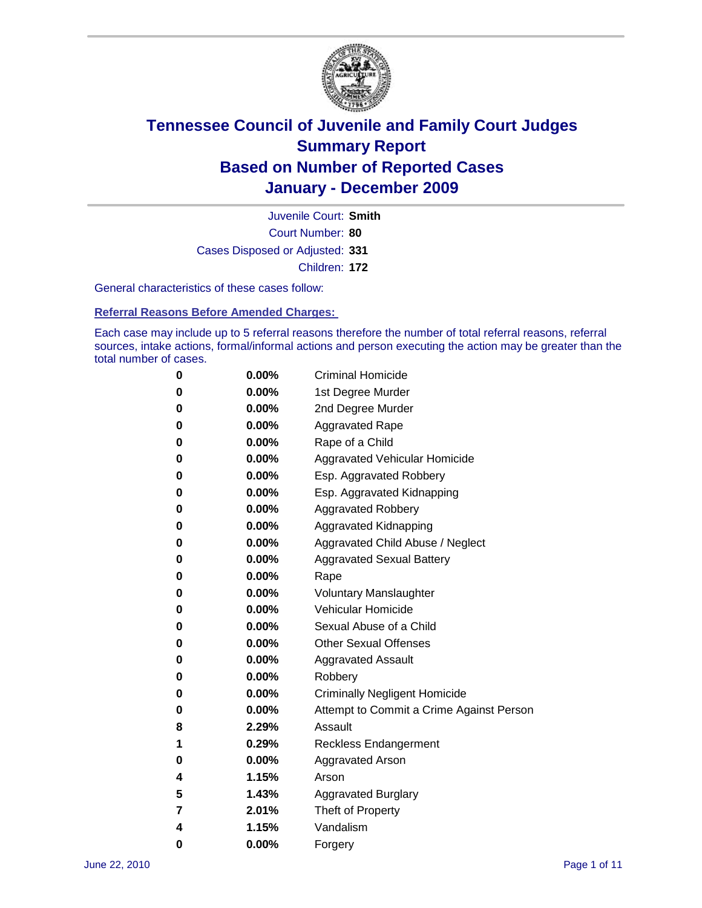# Tennessee Council of Juvenile and Family Court Judges
## Summary Report
## Based on Number of Reported Cases
## January - December 2009

Juvenile Court: **Smith**
Court Number: **80**
Cases Disposed or Adjusted: **331**
Children: **172**

General characteristics of these cases follow:

**Referral Reasons Before Amended Charges:**

Each case may include up to 5 referral reasons therefore the number of total referral reasons, referral sources, intake actions, formal/informal actions and person executing the action may be greater than the total number of cases.

| | | |
|---|---|---|
| 0 | 0.00% | Criminal Homicide |
| 0 | 0.00% | 1st Degree Murder |
| 0 | 0.00% | 2nd Degree Murder |
| 0 | 0.00% | Aggravated Rape |
| 0 | 0.00% | Rape of a Child |
| 0 | 0.00% | Aggravated Vehicular Homicide |
| 0 | 0.00% | Esp. Aggravated Robbery |
| 0 | 0.00% | Esp. Aggravated Kidnapping |
| 0 | 0.00% | Aggravated Robbery |
| 0 | 0.00% | Aggravated Kidnapping |
| 0 | 0.00% | Aggravated Child Abuse / Neglect |
| 0 | 0.00% | Aggravated Sexual Battery |
| 0 | 0.00% | Rape |
| 0 | 0.00% | Voluntary Manslaughter |
| 0 | 0.00% | Vehicular Homicide |
| 0 | 0.00% | Sexual Abuse of a Child |
| 0 | 0.00% | Other Sexual Offenses |
| 0 | 0.00% | Aggravated Assault |
| 0 | 0.00% | Robbery |
| 0 | 0.00% | Criminally Negligent Homicide |
| 0 | 0.00% | Attempt to Commit a Crime Against Person |
| 8 | 2.29% | Assault |
| 1 | 0.29% | Reckless Endangerment |
| 0 | 0.00% | Aggravated Arson |
| 4 | 1.15% | Arson |
| 5 | 1.43% | Aggravated Burglary |
| 7 | 2.01% | Theft of Property |
| 4 | 1.15% | Vandalism |
| 0 | 0.00% | Forgery |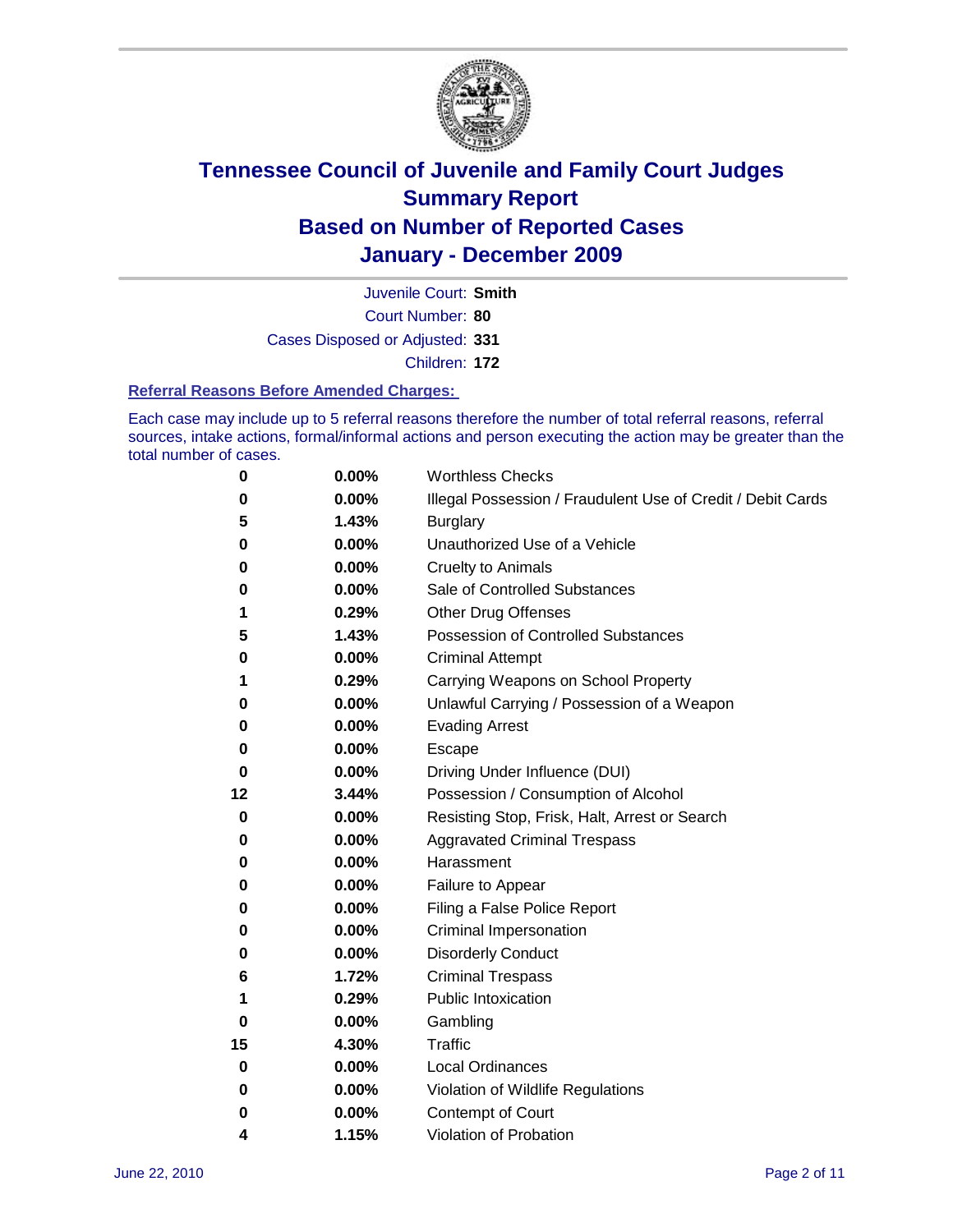# Tennessee Council of Juvenile and Family Court Judges
# Summary Report
# Based on Number of Reported Cases
# January - December 2009

Juvenile Court: **Smith**

Court Number: **80**

Cases Disposed or Adjusted: **331**

Children: **172**

### Referral Reasons Before Amended Charges:

Each case may include up to 5 referral reasons therefore the number of total referral reasons, referral sources, intake actions, formal/informal actions and person executing the action may be greater than the total number of cases.

| Count | Percent | Referral Reason |
|---|---|---|
| 0 | 0.00% | Worthless Checks |
| 0 | 0.00% | Illegal Possession / Fraudulent Use of Credit / Debit Cards |
| 5 | 1.43% | Burglary |
| 0 | 0.00% | Unauthorized Use of a Vehicle |
| 0 | 0.00% | Cruelty to Animals |
| 0 | 0.00% | Sale of Controlled Substances |
| 1 | 0.29% | Other Drug Offenses |
| 5 | 1.43% | Possession of Controlled Substances |
| 0 | 0.00% | Criminal Attempt |
| 1 | 0.29% | Carrying Weapons on School Property |
| 0 | 0.00% | Unlawful Carrying / Possession of a Weapon |
| 0 | 0.00% | Evading Arrest |
| 0 | 0.00% | Escape |
| 0 | 0.00% | Driving Under Influence (DUI) |
| 12 | 3.44% | Possession / Consumption of Alcohol |
| 0 | 0.00% | Resisting Stop, Frisk, Halt, Arrest or Search |
| 0 | 0.00% | Aggravated Criminal Trespass |
| 0 | 0.00% | Harassment |
| 0 | 0.00% | Failure to Appear |
| 0 | 0.00% | Filing a False Police Report |
| 0 | 0.00% | Criminal Impersonation |
| 0 | 0.00% | Disorderly Conduct |
| 6 | 1.72% | Criminal Trespass |
| 1 | 0.29% | Public Intoxication |
| 0 | 0.00% | Gambling |
| 15 | 4.30% | Traffic |
| 0 | 0.00% | Local Ordinances |
| 0 | 0.00% | Violation of Wildlife Regulations |
| 0 | 0.00% | Contempt of Court |
| 4 | 1.15% | Violation of Probation |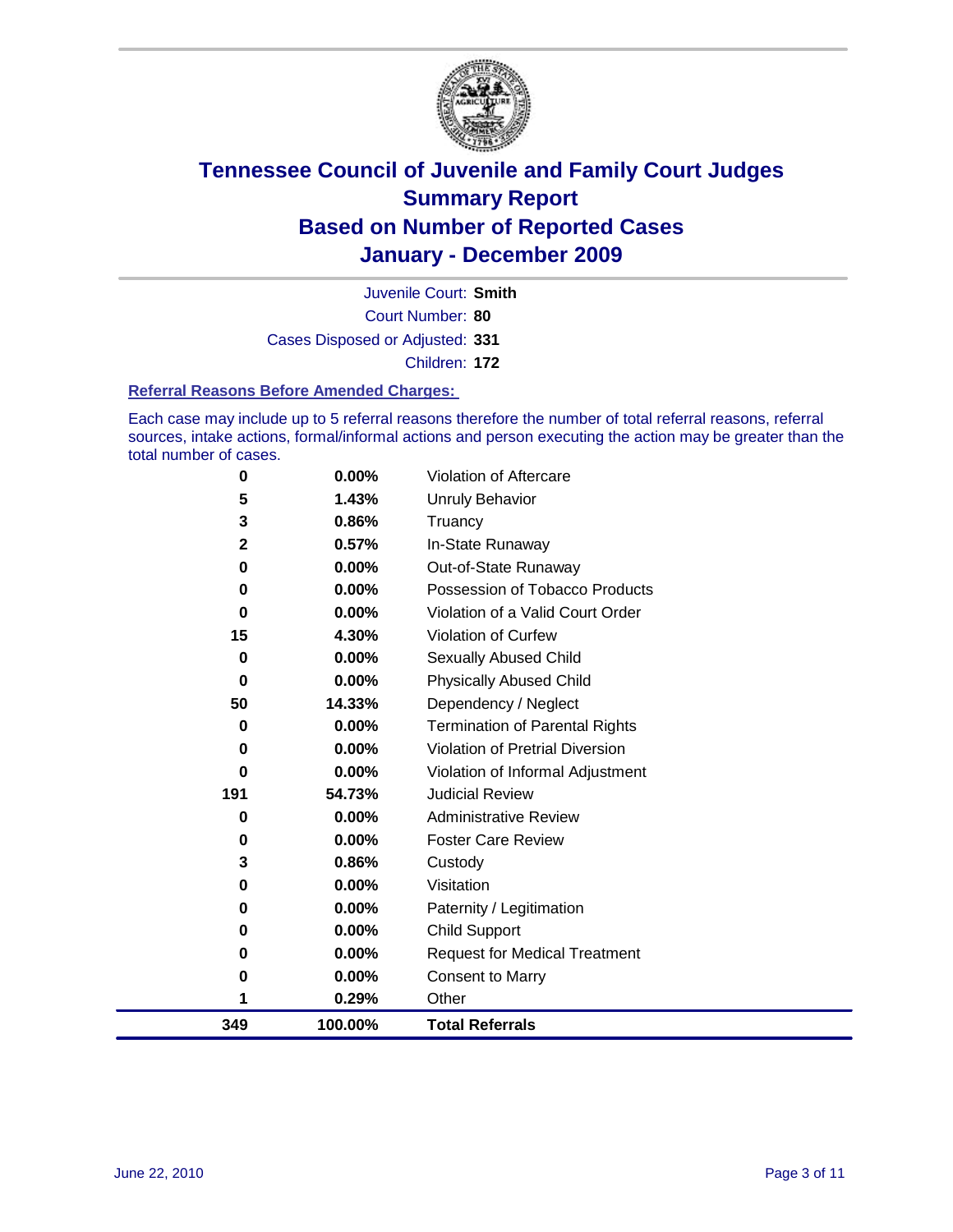# Tennessee Council of Juvenile and Family Court Judges
## Summary Report
## Based on Number of Reported Cases
## January - December 2009

Juvenile Court: **Smith**

Court Number: **80**

Cases Disposed or Adjusted: **331**

Children: **172**

### Referral Reasons Before Amended Charges:

Each case may include up to 5 referral reasons therefore the number of total referral reasons, referral sources, intake actions, formal/informal actions and person executing the action may be greater than the total number of cases.

| Count | Percent | Referral Reason |
|---|---|---|
| 0 | 0.00% | Violation of Aftercare |
| 5 | 1.43% | Unruly Behavior |
| 3 | 0.86% | Truancy |
| 2 | 0.57% | In-State Runaway |
| 0 | 0.00% | Out-of-State Runaway |
| 0 | 0.00% | Possession of Tobacco Products |
| 0 | 0.00% | Violation of a Valid Court Order |
| 15 | 4.30% | Violation of Curfew |
| 0 | 0.00% | Sexually Abused Child |
| 0 | 0.00% | Physically Abused Child |
| 50 | 14.33% | Dependency / Neglect |
| 0 | 0.00% | Termination of Parental Rights |
| 0 | 0.00% | Violation of Pretrial Diversion |
| 0 | 0.00% | Violation of Informal Adjustment |
| 191 | 54.73% | Judicial Review |
| 0 | 0.00% | Administrative Review |
| 0 | 0.00% | Foster Care Review |
| 3 | 0.86% | Custody |
| 0 | 0.00% | Visitation |
| 0 | 0.00% | Paternity / Legitimation |
| 0 | 0.00% | Child Support |
| 0 | 0.00% | Request for Medical Treatment |
| 0 | 0.00% | Consent to Marry |
| 1 | 0.29% | Other |
| **349** | **100.00%** | **Total Referrals** |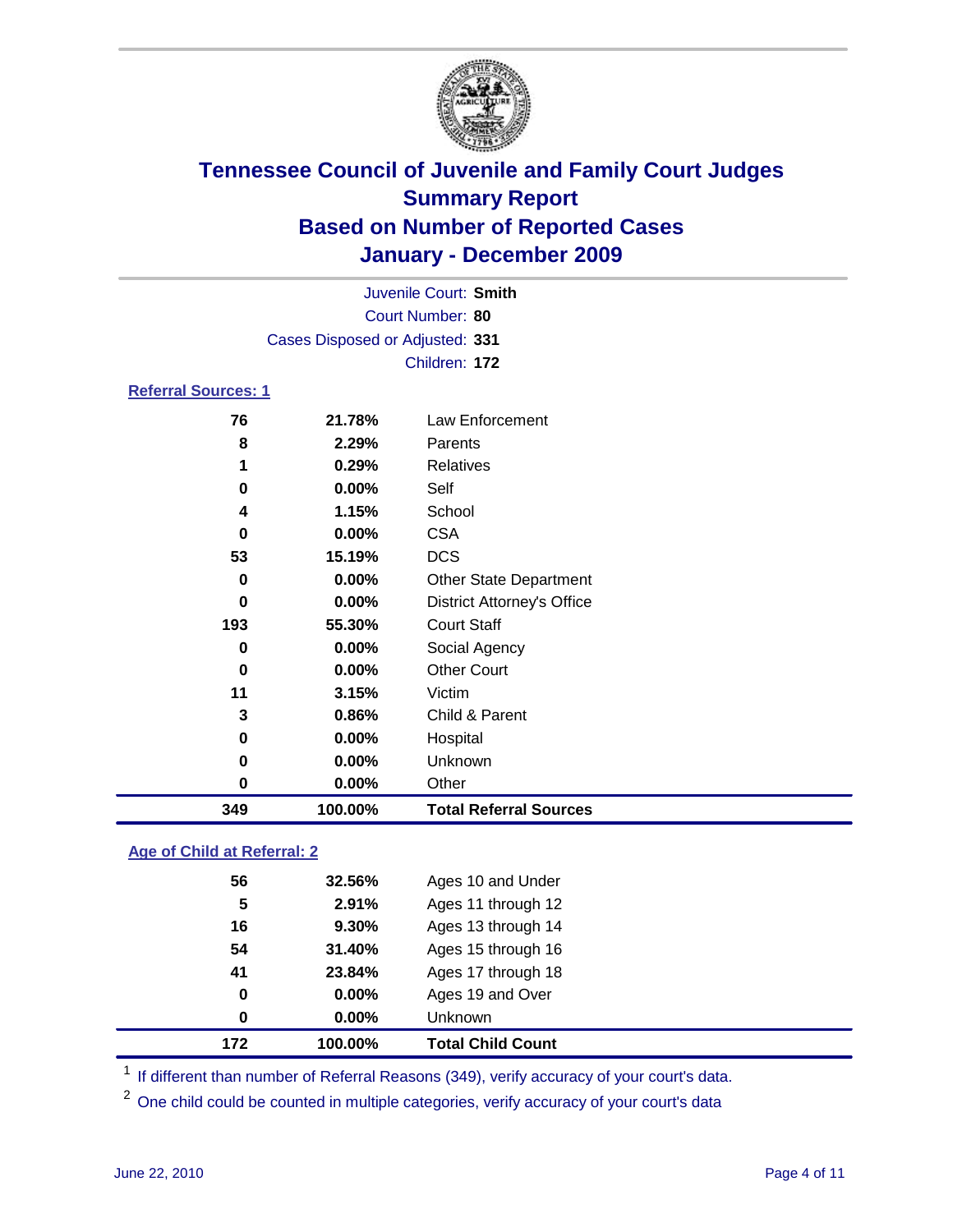# Tennessee Council of Juvenile and Family Court Judges
## Summary Report
## Based on Number of Reported Cases
## January - December 2009

Juvenile Court: **Smith**

Court Number: **80**

Cases Disposed or Adjusted: **331**

Children: **172**

### Referral Sources: 1

| | | |
|---|---|---|
| 76 | 21.78% | Law Enforcement |
| 8 | 2.29% | Parents |
| 1 | 0.29% | Relatives |
| 0 | 0.00% | Self |
| 4 | 1.15% | School |
| 0 | 0.00% | CSA |
| 53 | 15.19% | DCS |
| 0 | 0.00% | Other State Department |
| 0 | 0.00% | District Attorney's Office |
| 193 | 55.30% | Court Staff |
| 0 | 0.00% | Social Agency |
| 0 | 0.00% | Other Court |
| 11 | 3.15% | Victim |
| 3 | 0.86% | Child & Parent |
| 0 | 0.00% | Hospital |
| 0 | 0.00% | Unknown |
| 0 | 0.00% | Other |
| **349** | **100.00%** | **Total Referral Sources** |

### Age of Child at Referral: 2

| | | |
|---|---|---|
| 56 | 32.56% | Ages 10 and Under |
| 5 | 2.91% | Ages 11 through 12 |
| 16 | 9.30% | Ages 13 through 14 |
| 54 | 31.40% | Ages 15 through 16 |
| 41 | 23.84% | Ages 17 through 18 |
| 0 | 0.00% | Ages 19 and Over |
| 0 | 0.00% | Unknown |
| **172** | **100.00%** | **Total Child Count** |

[1] If different than number of Referral Reasons (349), verify accuracy of your court's data.

[2] One child could be counted in multiple categories, verify accuracy of your court's data

June 22, 2010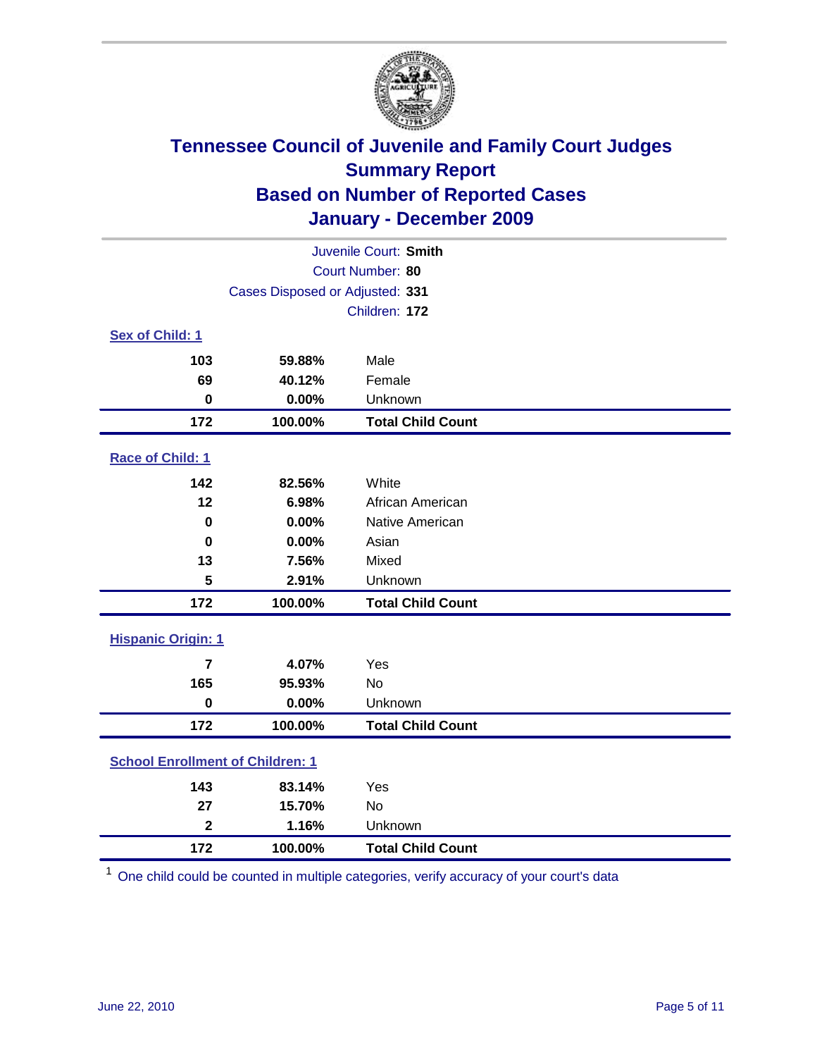# Tennessee Council of Juvenile and Family Court Judges
## Summary Report
## Based on Number of Reported Cases
## January - December 2009

Juvenile Court: **Smith**

Court Number: **80**

Cases Disposed or Adjusted: **331**

Children: **172**

### Sex of Child: 1

| | | |
|---|---|---|
| 103 | 59.88% | Male |
| 69 | 40.12% | Female |
| 0 | 0.00% | Unknown |
| **172** | **100.00%** | **Total Child Count** |

### Race of Child: 1

| | | |
|---|---|---|
| 142 | 82.56% | White |
| 12 | 6.98% | African American |
| 0 | 0.00% | Native American |
| 0 | 0.00% | Asian |
| 13 | 7.56% | Mixed |
| 5 | 2.91% | Unknown |
| **172** | **100.00%** | **Total Child Count** |

### Hispanic Origin: 1

| | | |
|---|---|---|
| 7 | 4.07% | Yes |
| 165 | 95.93% | No |
| 0 | 0.00% | Unknown |
| **172** | **100.00%** | **Total Child Count** |

### School Enrollment of Children: 1

| | | |
|---|---|---|
| 143 | 83.14% | Yes |
| 27 | 15.70% | No |
| 2 | 1.16% | Unknown |
| **172** | **100.00%** | **Total Child Count** |

[1] One child could be counted in multiple categories, verify accuracy of your court's data

June 22, 2010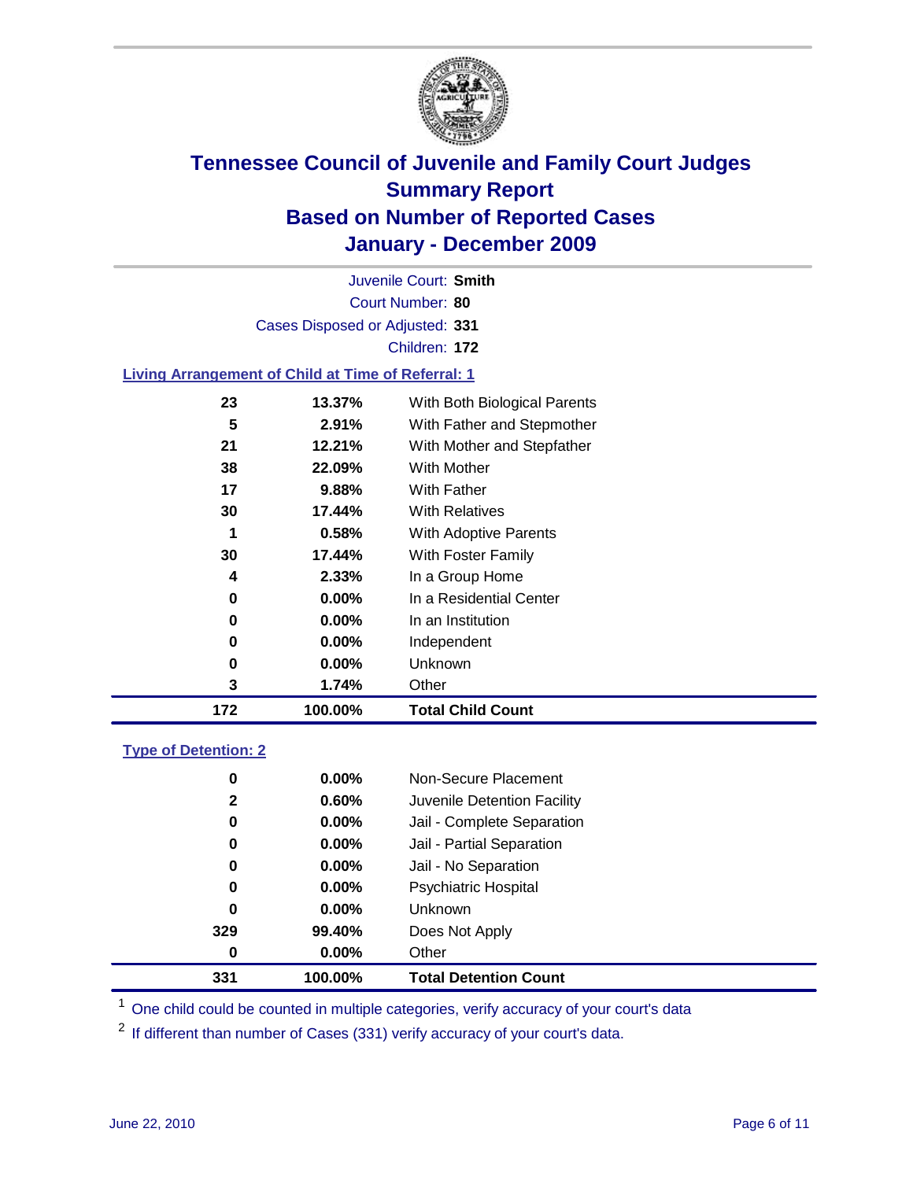# Tennessee Council of Juvenile and Family Court Judges
## Summary Report
## Based on Number of Reported Cases
## January - December 2009

Juvenile Court: **Smith**
Court Number: **80**
Cases Disposed or Adjusted: **331**
Children: **172**

### Living Arrangement of Child at Time of Referral: 1

| Count | Percent | Category |
|---|---|---|
| 23 | 13.37% | With Both Biological Parents |
| 5 | 2.91% | With Father and Stepmother |
| 21 | 12.21% | With Mother and Stepfather |
| 38 | 22.09% | With Mother |
| 17 | 9.88% | With Father |
| 30 | 17.44% | With Relatives |
| 1 | 0.58% | With Adoptive Parents |
| 30 | 17.44% | With Foster Family |
| 4 | 2.33% | In a Group Home |
| 0 | 0.00% | In a Residential Center |
| 0 | 0.00% | In an Institution |
| 0 | 0.00% | Independent |
| 0 | 0.00% | Unknown |
| 3 | 1.74% | Other |
| **172** | **100.00%** | **Total Child Count** |

### Type of Detention: 2

| Count | Percent | Category |
|---|---|---|
| 0 | 0.00% | Non-Secure Placement |
| 2 | 0.60% | Juvenile Detention Facility |
| 0 | 0.00% | Jail - Complete Separation |
| 0 | 0.00% | Jail - Partial Separation |
| 0 | 0.00% | Jail - No Separation |
| 0 | 0.00% | Psychiatric Hospital |
| 0 | 0.00% | Unknown |
| 329 | 99.40% | Does Not Apply |
| 0 | 0.00% | Other |
| **331** | **100.00%** | **Total Detention Count** |

[1] One child could be counted in multiple categories, verify accuracy of your court's data

[2] If different than number of Cases (331) verify accuracy of your court's data.

June 22, 2010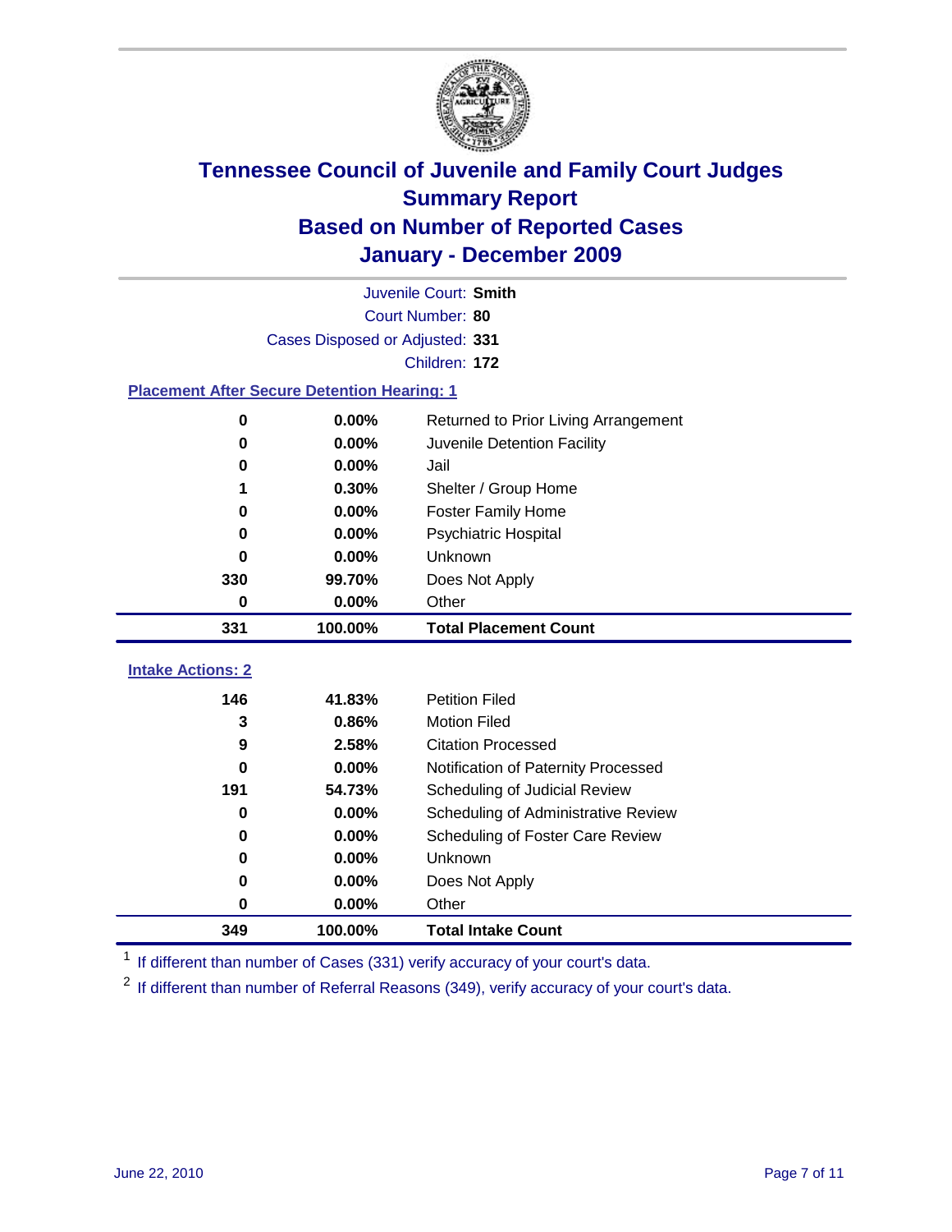# Tennessee Council of Juvenile and Family Court Judges
## Summary Report
## Based on Number of Reported Cases
## January - December 2009

Juvenile Court: **Smith**
Court Number: **80**
Cases Disposed or Adjusted: **331**
Children: **172**

### Placement After Secure Detention Hearing: 1

| | | |
|---|---|---|
| 0 | 0.00% | Returned to Prior Living Arrangement |
| 0 | 0.00% | Juvenile Detention Facility |
| 0 | 0.00% | Jail |
| 1 | 0.30% | Shelter / Group Home |
| 0 | 0.00% | Foster Family Home |
| 0 | 0.00% | Psychiatric Hospital |
| 0 | 0.00% | Unknown |
| 330 | 99.70% | Does Not Apply |
| 0 | 0.00% | Other |
| **331** | **100.00%** | **Total Placement Count** |

### Intake Actions: 2

| | | |
|---|---|---|
| 146 | 41.83% | Petition Filed |
| 3 | 0.86% | Motion Filed |
| 9 | 2.58% | Citation Processed |
| 0 | 0.00% | Notification of Paternity Processed |
| 191 | 54.73% | Scheduling of Judicial Review |
| 0 | 0.00% | Scheduling of Administrative Review |
| 0 | 0.00% | Scheduling of Foster Care Review |
| 0 | 0.00% | Unknown |
| 0 | 0.00% | Does Not Apply |
| 0 | 0.00% | Other |
| **349** | **100.00%** | **Total Intake Count** |

[1] If different than number of Cases (331) verify accuracy of your court's data.

[2] If different than number of Referral Reasons (349), verify accuracy of your court's data.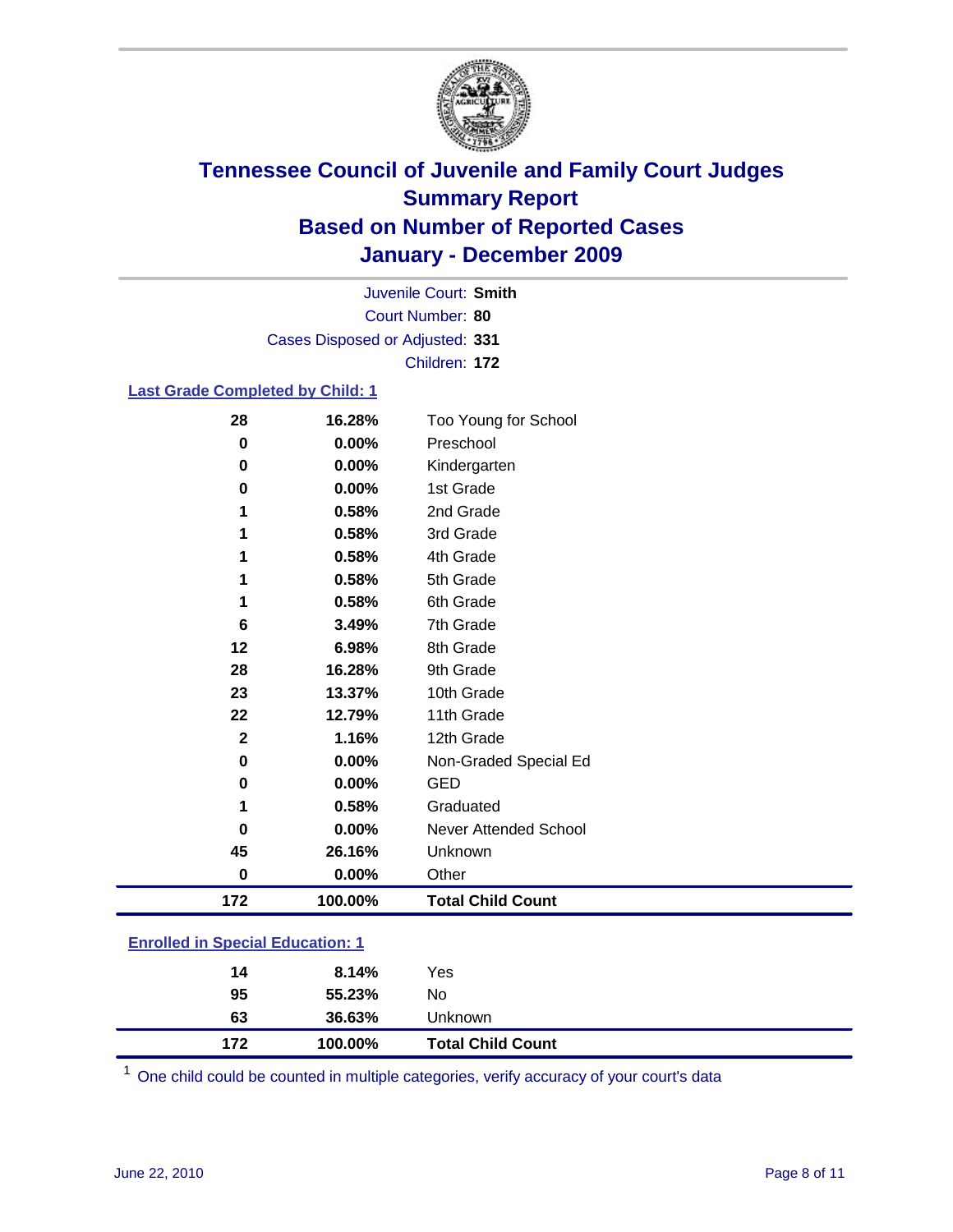# Tennessee Council of Juvenile and Family Court Judges
## Summary Report
## Based on Number of Reported Cases
## January - December 2009

Juvenile Court: **Smith**
Court Number: **80**
Cases Disposed or Adjusted: **331**
Children: **172**

### Last Grade Completed by Child: 1

| Count | Percent | Category |
|---|---|---|
| 28 | 16.28% | Too Young for School |
| 0 | 0.00% | Preschool |
| 0 | 0.00% | Kindergarten |
| 0 | 0.00% | 1st Grade |
| 1 | 0.58% | 2nd Grade |
| 1 | 0.58% | 3rd Grade |
| 1 | 0.58% | 4th Grade |
| 1 | 0.58% | 5th Grade |
| 1 | 0.58% | 6th Grade |
| 6 | 3.49% | 7th Grade |
| 12 | 6.98% | 8th Grade |
| 28 | 16.28% | 9th Grade |
| 23 | 13.37% | 10th Grade |
| 22 | 12.79% | 11th Grade |
| 2 | 1.16% | 12th Grade |
| 0 | 0.00% | Non-Graded Special Ed |
| 0 | 0.00% | GED |
| 1 | 0.58% | Graduated |
| 0 | 0.00% | Never Attended School |
| 45 | 26.16% | Unknown |
| 0 | 0.00% | Other |
| **172** | **100.00%** | **Total Child Count** |

### Enrolled in Special Education: 1

| Count | Percent | Category |
|---|---|---|
| 14 | 8.14% | Yes |
| 95 | 55.23% | No |
| 63 | 36.63% | Unknown |
| **172** | **100.00%** | **Total Child Count** |

[1] One child could be counted in multiple categories, verify accuracy of your court's data

June 22, 2010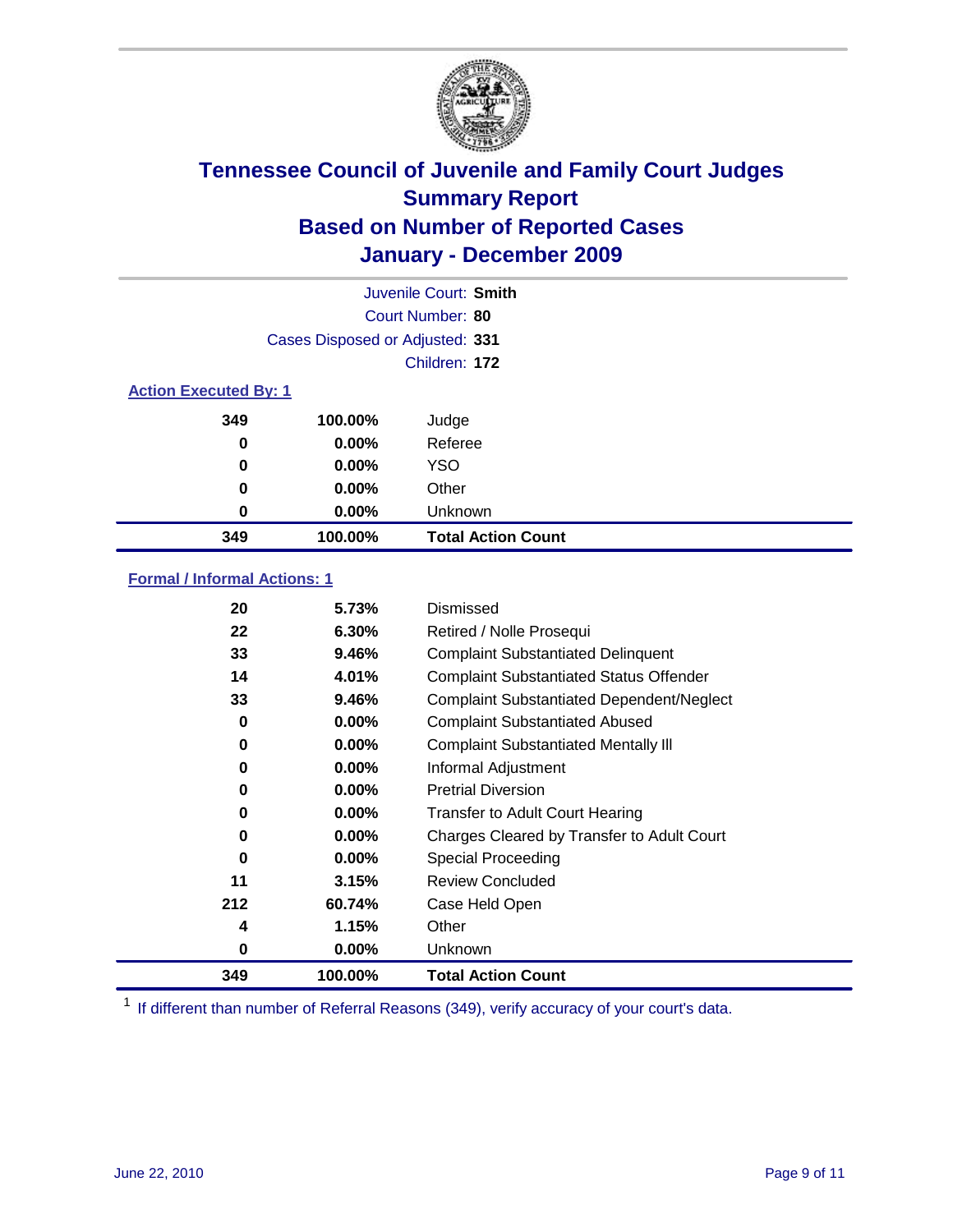# Tennessee Council of Juvenile and Family Court Judges
## Summary Report
## Based on Number of Reported Cases
## January - December 2009

Juvenile Court: **Smith**
Court Number: **80**
Cases Disposed or Adjusted: **331**
Children: **172**

### Action Executed By: 1

| | | |
|---|---|---|
| 349 | 100.00% | Judge |
| 0 | 0.00% | Referee |
| 0 | 0.00% | YSO |
| 0 | 0.00% | Other |
| 0 | 0.00% | Unknown |
| **349** | **100.00%** | **Total Action Count** |

### Formal / Informal Actions: 1

| | | |
|---|---|---|
| 20 | 5.73% | Dismissed |
| 22 | 6.30% | Retired / Nolle Prosequi |
| 33 | 9.46% | Complaint Substantiated Delinquent |
| 14 | 4.01% | Complaint Substantiated Status Offender |
| 33 | 9.46% | Complaint Substantiated Dependent/Neglect |
| 0 | 0.00% | Complaint Substantiated Abused |
| 0 | 0.00% | Complaint Substantiated Mentally Ill |
| 0 | 0.00% | Informal Adjustment |
| 0 | 0.00% | Pretrial Diversion |
| 0 | 0.00% | Transfer to Adult Court Hearing |
| 0 | 0.00% | Charges Cleared by Transfer to Adult Court |
| 0 | 0.00% | Special Proceeding |
| 11 | 3.15% | Review Concluded |
| 212 | 60.74% | Case Held Open |
| 4 | 1.15% | Other |
| 0 | 0.00% | Unknown |
| **349** | **100.00%** | **Total Action Count** |

[1] If different than number of Referral Reasons (349), verify accuracy of your court's data.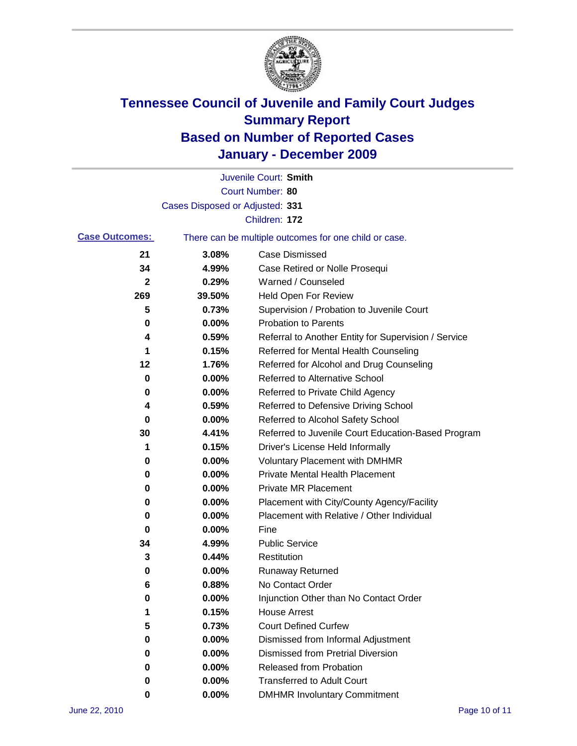# Tennessee Council of Juvenile and Family Court Judges
# Summary Report
# Based on Number of Reported Cases
# January - December 2009

Juvenile Court: **Smith**

Court Number: **80**

Cases Disposed or Adjusted: **331**

Children: **172**

**Case Outcomes:** There can be multiple outcomes for one child or case.

| Count | Percent | Outcome |
|---|---|---|
| 21 | 3.08% | Case Dismissed |
| 34 | 4.99% | Case Retired or Nolle Prosequi |
| 2 | 0.29% | Warned / Counseled |
| 269 | 39.50% | Held Open For Review |
| 5 | 0.73% | Supervision / Probation to Juvenile Court |
| 0 | 0.00% | Probation to Parents |
| 4 | 0.59% | Referral to Another Entity for Supervision / Service |
| 1 | 0.15% | Referred for Mental Health Counseling |
| 12 | 1.76% | Referred for Alcohol and Drug Counseling |
| 0 | 0.00% | Referred to Alternative School |
| 0 | 0.00% | Referred to Private Child Agency |
| 4 | 0.59% | Referred to Defensive Driving School |
| 0 | 0.00% | Referred to Alcohol Safety School |
| 30 | 4.41% | Referred to Juvenile Court Education-Based Program |
| 1 | 0.15% | Driver's License Held Informally |
| 0 | 0.00% | Voluntary Placement with DMHMR |
| 0 | 0.00% | Private Mental Health Placement |
| 0 | 0.00% | Private MR Placement |
| 0 | 0.00% | Placement with City/County Agency/Facility |
| 0 | 0.00% | Placement with Relative / Other Individual |
| 0 | 0.00% | Fine |
| 34 | 4.99% | Public Service |
| 3 | 0.44% | Restitution |
| 0 | 0.00% | Runaway Returned |
| 6 | 0.88% | No Contact Order |
| 0 | 0.00% | Injunction Other than No Contact Order |
| 1 | 0.15% | House Arrest |
| 5 | 0.73% | Court Defined Curfew |
| 0 | 0.00% | Dismissed from Informal Adjustment |
| 0 | 0.00% | Dismissed from Pretrial Diversion |
| 0 | 0.00% | Released from Probation |
| 0 | 0.00% | Transferred to Adult Court |
| 0 | 0.00% | DMHMR Involuntary Commitment |

June 22, 2010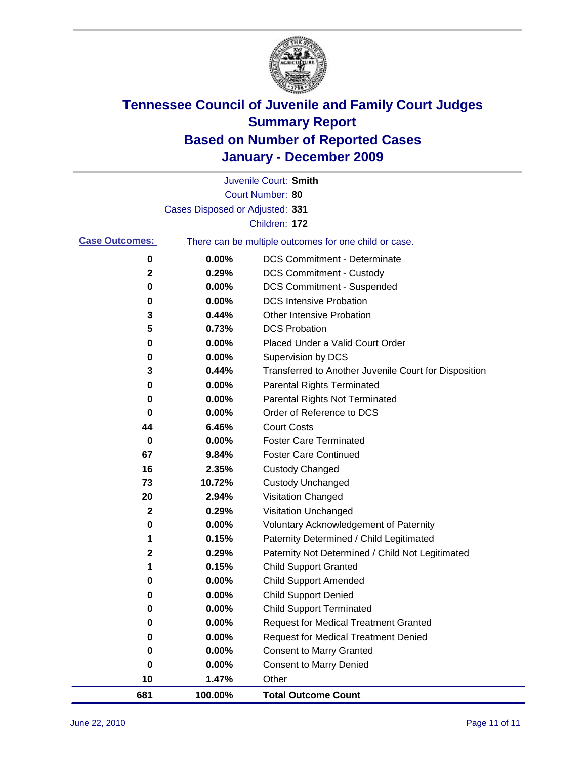# Tennessee Council of Juvenile and Family Court Judges
## Summary Report
## Based on Number of Reported Cases
## January - December 2009

Juvenile Court: **Smith**

Court Number: **80**

Cases Disposed or Adjusted: **331**

Children: **172**

**Case Outcomes:** There can be multiple outcomes for one child or case.

| | | |
|---|---|---|
| 0 | 0.00% | DCS Commitment - Determinate |
| 2 | 0.29% | DCS Commitment - Custody |
| 0 | 0.00% | DCS Commitment - Suspended |
| 0 | 0.00% | DCS Intensive Probation |
| 3 | 0.44% | Other Intensive Probation |
| 5 | 0.73% | DCS Probation |
| 0 | 0.00% | Placed Under a Valid Court Order |
| 0 | 0.00% | Supervision by DCS |
| 3 | 0.44% | Transferred to Another Juvenile Court for Disposition |
| 0 | 0.00% | Parental Rights Terminated |
| 0 | 0.00% | Parental Rights Not Terminated |
| 0 | 0.00% | Order of Reference to DCS |
| 44 | 6.46% | Court Costs |
| 0 | 0.00% | Foster Care Terminated |
| 67 | 9.84% | Foster Care Continued |
| 16 | 2.35% | Custody Changed |
| 73 | 10.72% | Custody Unchanged |
| 20 | 2.94% | Visitation Changed |
| 2 | 0.29% | Visitation Unchanged |
| 0 | 0.00% | Voluntary Acknowledgement of Paternity |
| 1 | 0.15% | Paternity Determined / Child Legitimated |
| 2 | 0.29% | Paternity Not Determined / Child Not Legitimated |
| 1 | 0.15% | Child Support Granted |
| 0 | 0.00% | Child Support Amended |
| 0 | 0.00% | Child Support Denied |
| 0 | 0.00% | Child Support Terminated |
| 0 | 0.00% | Request for Medical Treatment Granted |
| 0 | 0.00% | Request for Medical Treatment Denied |
| 0 | 0.00% | Consent to Marry Granted |
| 0 | 0.00% | Consent to Marry Denied |
| 10 | 1.47% | Other |
| **681** | **100.00%** | **Total Outcome Count** |

June 22, 2010